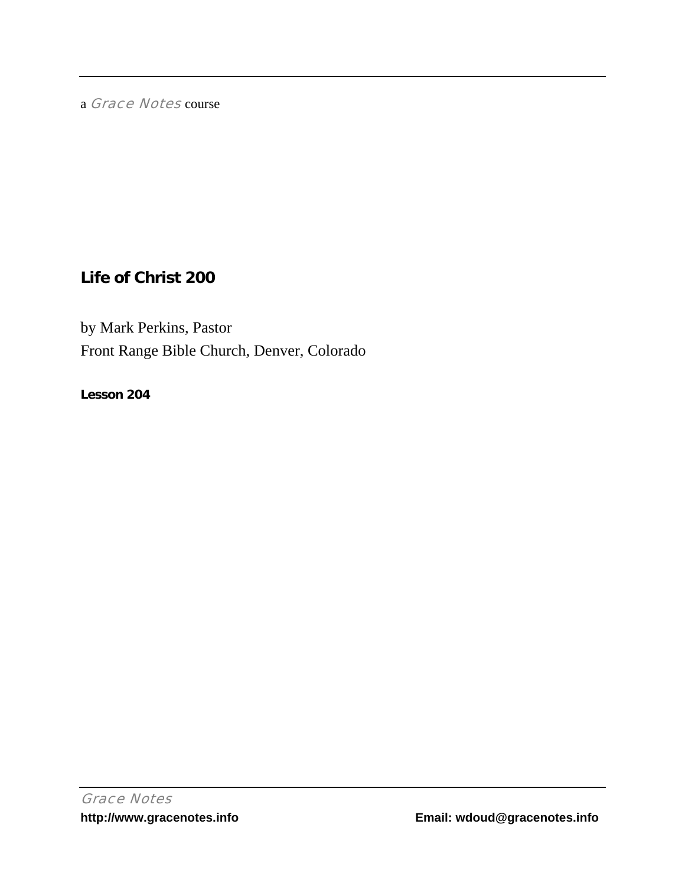a *Grace Notes* course

# Life of Christ 200

by Mark Perkins, Pastor
Front Range Bible Church, Denver, Colorado

**Lesson 204**

*Grace Notes*
**http://www.gracenotes.info** **Email: wdoud@gracenotes.info**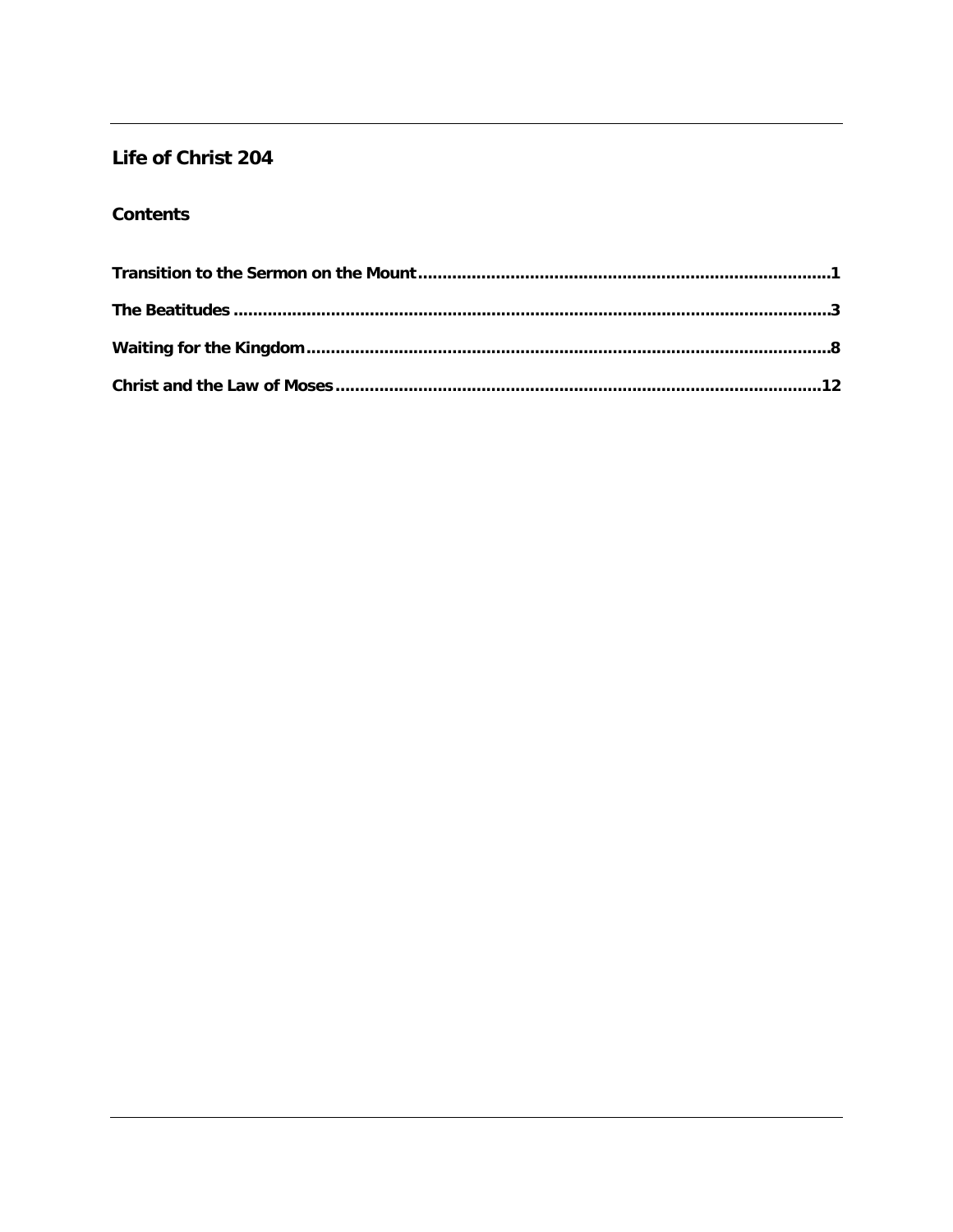## Life of Christ 204

### Contents

**Transition to the Sermon on the Mount** ........................................ 1

**The Beatitudes** ........................................ 3

**Waiting for the Kingdom** ........................................ 8

**Christ and the Law of Moses** ........................................ 12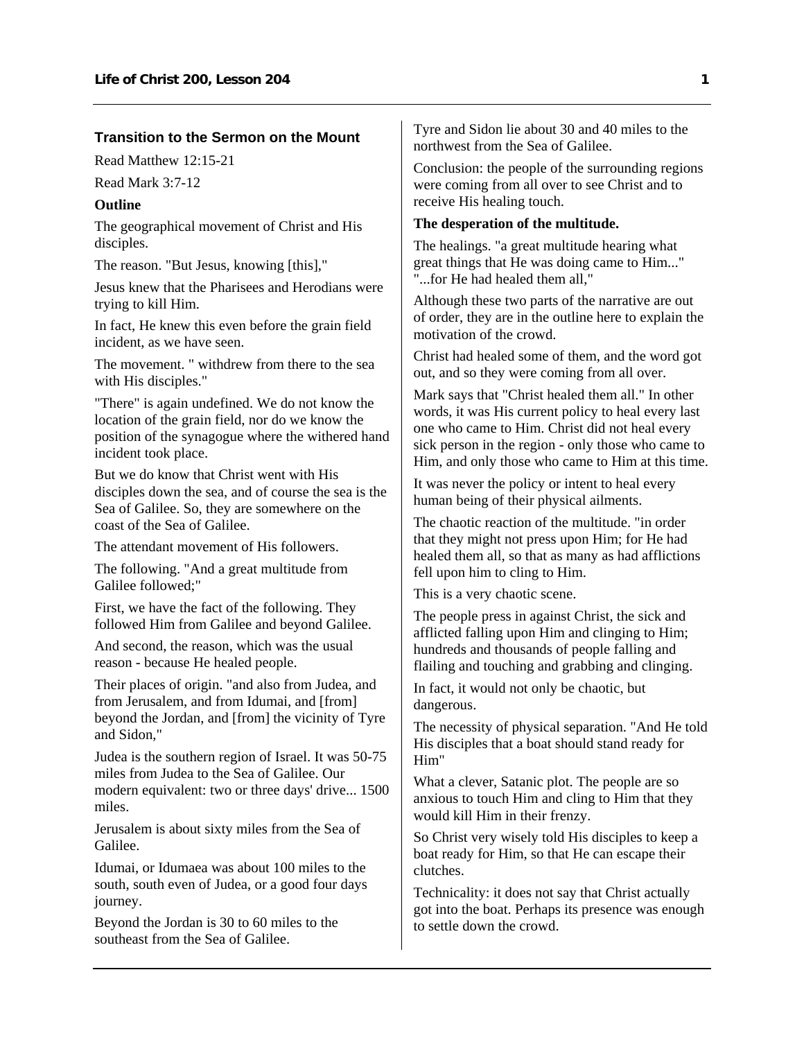### Transition to the Sermon on the Mount

Read Matthew 12:15-21

Read Mark 3:7-12

**Outline**

The geographical movement of Christ and His disciples.

The reason. "But Jesus, knowing [this],"

Jesus knew that the Pharisees and Herodians were trying to kill Him.

In fact, He knew this even before the grain field incident, as we have seen.

The movement. " withdrew from there to the sea with His disciples."

"There" is again undefined. We do not know the location of the grain field, nor do we know the position of the synagogue where the withered hand incident took place.

But we do know that Christ went with His disciples down the sea, and of course the sea is the Sea of Galilee. So, they are somewhere on the coast of the Sea of Galilee.

The attendant movement of His followers.

The following. "And a great multitude from Galilee followed;"

First, we have the fact of the following. They followed Him from Galilee and beyond Galilee.

And second, the reason, which was the usual reason - because He healed people.

Their places of origin. "and also from Judea, and from Jerusalem, and from Idumai, and [from] beyond the Jordan, and [from] the vicinity of Tyre and Sidon,"

Judea is the southern region of Israel. It was 50-75 miles from Judea to the Sea of Galilee. Our modern equivalent: two or three days' drive... 1500 miles.

Jerusalem is about sixty miles from the Sea of Galilee.

Idumai, or Idumaea was about 100 miles to the south, south even of Judea, or a good four days journey.

Beyond the Jordan is 30 to 60 miles to the southeast from the Sea of Galilee.

Tyre and Sidon lie about 30 and 40 miles to the northwest from the Sea of Galilee.

Conclusion: the people of the surrounding regions were coming from all over to see Christ and to receive His healing touch.

**The desperation of the multitude.**

The healings. "a great multitude hearing what great things that He was doing came to Him..." "...for He had healed them all,"

Although these two parts of the narrative are out of order, they are in the outline here to explain the motivation of the crowd.

Christ had healed some of them, and the word got out, and so they were coming from all over.

Mark says that "Christ healed them all." In other words, it was His current policy to heal every last one who came to Him. Christ did not heal every sick person in the region - only those who came to Him, and only those who came to Him at this time.

It was never the policy or intent to heal every human being of their physical ailments.

The chaotic reaction of the multitude. "in order that they might not press upon Him; for He had healed them all, so that as many as had afflictions fell upon him to cling to Him.

This is a very chaotic scene.

The people press in against Christ, the sick and afflicted falling upon Him and clinging to Him; hundreds and thousands of people falling and flailing and touching and grabbing and clinging.

In fact, it would not only be chaotic, but dangerous.

The necessity of physical separation. "And He told His disciples that a boat should stand ready for Him"

What a clever, Satanic plot. The people are so anxious to touch Him and cling to Him that they would kill Him in their frenzy.

So Christ very wisely told His disciples to keep a boat ready for Him, so that He can escape their clutches.

Technicality: it does not say that Christ actually got into the boat. Perhaps its presence was enough to settle down the crowd.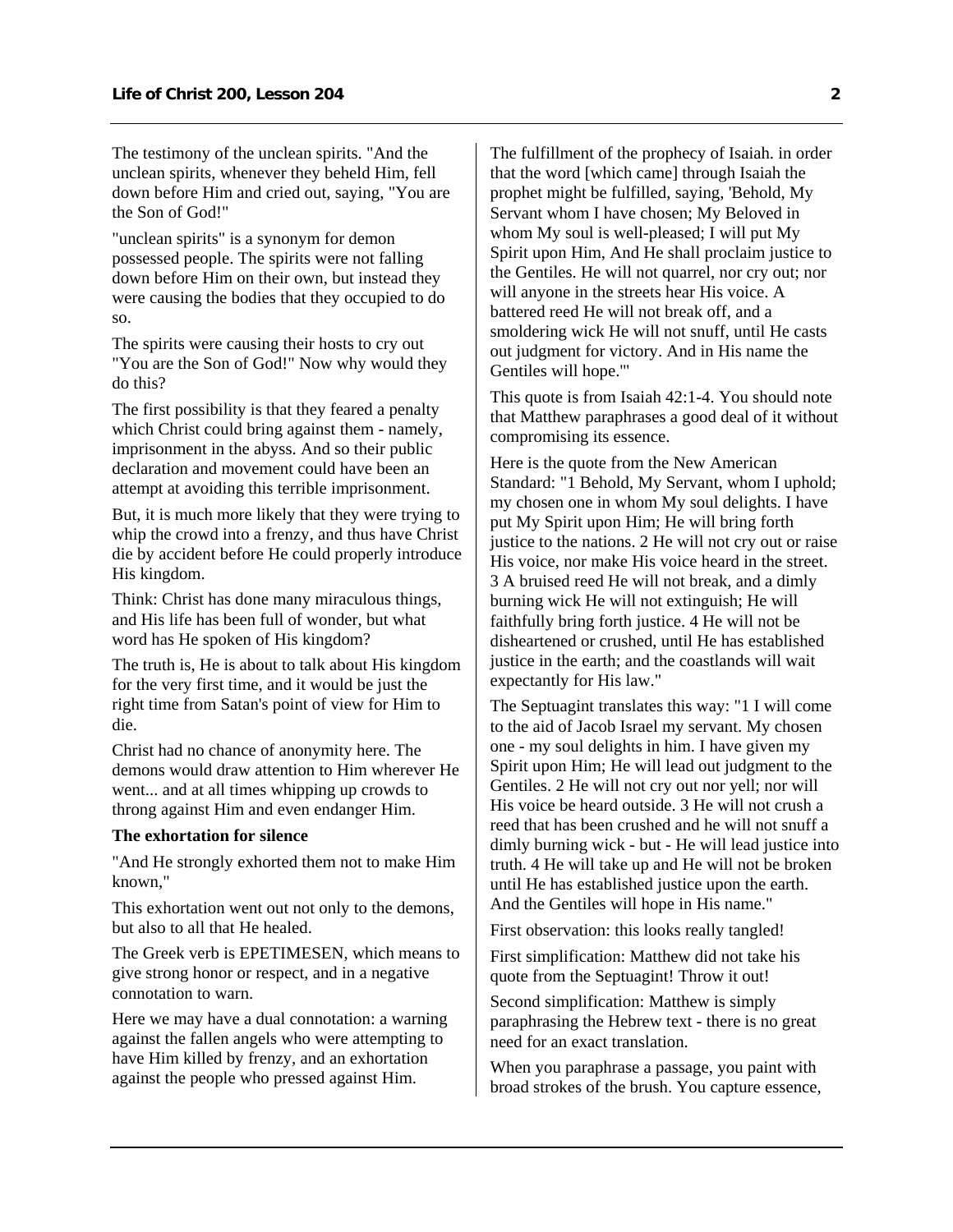The testimony of the unclean spirits. "And the unclean spirits, whenever they beheld Him, fell down before Him and cried out, saying, "You are the Son of God!"

"unclean spirits" is a synonym for demon possessed people. The spirits were not falling down before Him on their own, but instead they were causing the bodies that they occupied to do so.

The spirits were causing their hosts to cry out "You are the Son of God!" Now why would they do this?

The first possibility is that they feared a penalty which Christ could bring against them - namely, imprisonment in the abyss. And so their public declaration and movement could have been an attempt at avoiding this terrible imprisonment.

But, it is much more likely that they were trying to whip the crowd into a frenzy, and thus have Christ die by accident before He could properly introduce His kingdom.

Think: Christ has done many miraculous things, and His life has been full of wonder, but what word has He spoken of His kingdom?

The truth is, He is about to talk about His kingdom for the very first time, and it would be just the right time from Satan's point of view for Him to die.

Christ had no chance of anonymity here. The demons would draw attention to Him wherever He went... and at all times whipping up crowds to throng against Him and even endanger Him.

**The exhortation for silence**

"And He strongly exhorted them not to make Him known,"

This exhortation went out not only to the demons, but also to all that He healed.

The Greek verb is EPETIMESEN, which means to give strong honor or respect, and in a negative connotation to warn.

Here we may have a dual connotation: a warning against the fallen angels who were attempting to have Him killed by frenzy, and an exhortation against the people who pressed against Him.

The fulfillment of the prophecy of Isaiah. in order that the word [which came] through Isaiah the prophet might be fulfilled, saying, 'Behold, My Servant whom I have chosen; My Beloved in whom My soul is well-pleased; I will put My Spirit upon Him, And He shall proclaim justice to the Gentiles. He will not quarrel, nor cry out; nor will anyone in the streets hear His voice. A battered reed He will not break off, and a smoldering wick He will not snuff, until He casts out judgment for victory. And in His name the Gentiles will hope.'"

This quote is from Isaiah 42:1-4. You should note that Matthew paraphrases a good deal of it without compromising its essence.

Here is the quote from the New American Standard: "1 Behold, My Servant, whom I uphold; my chosen one in whom My soul delights. I have put My Spirit upon Him; He will bring forth justice to the nations. 2 He will not cry out or raise His voice, nor make His voice heard in the street. 3 A bruised reed He will not break, and a dimly burning wick He will not extinguish; He will faithfully bring forth justice. 4 He will not be disheartened or crushed, until He has established justice in the earth; and the coastlands will wait expectantly for His law."

The Septuagint translates this way: "1 I will come to the aid of Jacob Israel my servant. My chosen one - my soul delights in him. I have given my Spirit upon Him; He will lead out judgment to the Gentiles. 2 He will not cry out nor yell; nor will His voice be heard outside. 3 He will not crush a reed that has been crushed and he will not snuff a dimly burning wick - but - He will lead justice into truth. 4 He will take up and He will not be broken until He has established justice upon the earth. And the Gentiles will hope in His name."

First observation: this looks really tangled!

First simplification: Matthew did not take his quote from the Septuagint! Throw it out!

Second simplification: Matthew is simply paraphrasing the Hebrew text - there is no great need for an exact translation.

When you paraphrase a passage, you paint with broad strokes of the brush. You capture essence,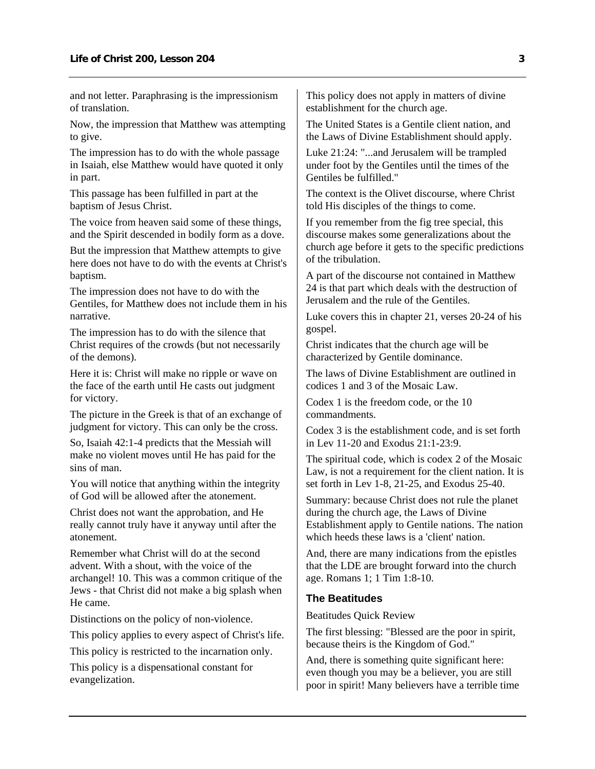and not letter. Paraphrasing is the impressionism of translation.

Now, the impression that Matthew was attempting to give.

The impression has to do with the whole passage in Isaiah, else Matthew would have quoted it only in part.

This passage has been fulfilled in part at the baptism of Jesus Christ.

The voice from heaven said some of these things, and the Spirit descended in bodily form as a dove.

But the impression that Matthew attempts to give here does not have to do with the events at Christ's baptism.

The impression does not have to do with the Gentiles, for Matthew does not include them in his narrative.

The impression has to do with the silence that Christ requires of the crowds (but not necessarily of the demons).

Here it is: Christ will make no ripple or wave on the face of the earth until He casts out judgment for victory.

The picture in the Greek is that of an exchange of judgment for victory. This can only be the cross.

So, Isaiah 42:1-4 predicts that the Messiah will make no violent moves until He has paid for the sins of man.

You will notice that anything within the integrity of God will be allowed after the atonement.

Christ does not want the approbation, and He really cannot truly have it anyway until after the atonement.

Remember what Christ will do at the second advent. With a shout, with the voice of the archangel! 10. This was a common critique of the Jews - that Christ did not make a big splash when He came.

Distinctions on the policy of non-violence.

This policy applies to every aspect of Christ's life.

This policy is restricted to the incarnation only.

This policy is a dispensational constant for evangelization.

This policy does not apply in matters of divine establishment for the church age.

The United States is a Gentile client nation, and the Laws of Divine Establishment should apply.

Luke 21:24: "...and Jerusalem will be trampled under foot by the Gentiles until the times of the Gentiles be fulfilled."

The context is the Olivet discourse, where Christ told His disciples of the things to come.

If you remember from the fig tree special, this discourse makes some generalizations about the church age before it gets to the specific predictions of the tribulation.

A part of the discourse not contained in Matthew 24 is that part which deals with the destruction of Jerusalem and the rule of the Gentiles.

Luke covers this in chapter 21, verses 20-24 of his gospel.

Christ indicates that the church age will be characterized by Gentile dominance.

The laws of Divine Establishment are outlined in codices 1 and 3 of the Mosaic Law.

Codex 1 is the freedom code, or the 10 commandments.

Codex 3 is the establishment code, and is set forth in Lev 11-20 and Exodus 21:1-23:9.

The spiritual code, which is codex 2 of the Mosaic Law, is not a requirement for the client nation. It is set forth in Lev 1-8, 21-25, and Exodus 25-40.

Summary: because Christ does not rule the planet during the church age, the Laws of Divine Establishment apply to Gentile nations. The nation which heeds these laws is a 'client' nation.

And, there are many indications from the epistles that the LDE are brought forward into the church age. Romans 1; 1 Tim 1:8-10.

### The Beatitudes

Beatitudes Quick Review

The first blessing: "Blessed are the poor in spirit, because theirs is the Kingdom of God."

And, there is something quite significant here: even though you may be a believer, you are still poor in spirit! Many believers have a terrible time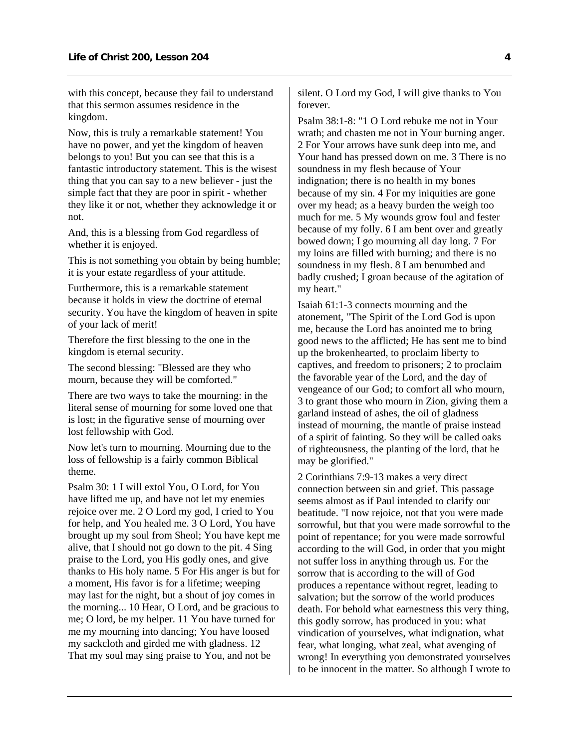with this concept, because they fail to understand that this sermon assumes residence in the kingdom.

Now, this is truly a remarkable statement! You have no power, and yet the kingdom of heaven belongs to you! But you can see that this is a fantastic introductory statement. This is the wisest thing that you can say to a new believer - just the simple fact that they are poor in spirit - whether they like it or not, whether they acknowledge it or not.

And, this is a blessing from God regardless of whether it is enjoyed.

This is not something you obtain by being humble; it is your estate regardless of your attitude.

Furthermore, this is a remarkable statement because it holds in view the doctrine of eternal security. You have the kingdom of heaven in spite of your lack of merit!

Therefore the first blessing to the one in the kingdom is eternal security.

The second blessing: "Blessed are they who mourn, because they will be comforted."

There are two ways to take the mourning: in the literal sense of mourning for some loved one that is lost; in the figurative sense of mourning over lost fellowship with God.

Now let's turn to mourning. Mourning due to the loss of fellowship is a fairly common Biblical theme.

Psalm 30: 1 I will extol You, O Lord, for You have lifted me up, and have not let my enemies rejoice over me. 2 O Lord my god, I cried to You for help, and You healed me. 3 O Lord, You have brought up my soul from Sheol; You have kept me alive, that I should not go down to the pit. 4 Sing praise to the Lord, you His godly ones, and give thanks to His holy name. 5 For His anger is but for a moment, His favor is for a lifetime; weeping may last for the night, but a shout of joy comes in the morning... 10 Hear, O Lord, and be gracious to me; O lord, be my helper. 11 You have turned for me my mourning into dancing; You have loosed my sackcloth and girded me with gladness. 12 That my soul may sing praise to You, and not be silent. O Lord my God, I will give thanks to You forever.

Psalm 38:1-8: "1 O Lord rebuke me not in Your wrath; and chasten me not in Your burning anger. 2 For Your arrows have sunk deep into me, and Your hand has pressed down on me. 3 There is no soundness in my flesh because of Your indignation; there is no health in my bones because of my sin. 4 For my iniquities are gone over my head; as a heavy burden the weigh too much for me. 5 My wounds grow foul and fester because of my folly. 6 I am bent over and greatly bowed down; I go mourning all day long. 7 For my loins are filled with burning; and there is no soundness in my flesh. 8 I am benumbed and badly crushed; I groan because of the agitation of my heart."

Isaiah 61:1-3 connects mourning and the atonement, "The Spirit of the Lord God is upon me, because the Lord has anointed me to bring good news to the afflicted; He has sent me to bind up the brokenhearted, to proclaim liberty to captives, and freedom to prisoners; 2 to proclaim the favorable year of the Lord, and the day of vengeance of our God; to comfort all who mourn, 3 to grant those who mourn in Zion, giving them a garland instead of ashes, the oil of gladness instead of mourning, the mantle of praise instead of a spirit of fainting. So they will be called oaks of righteousness, the planting of the lord, that he may be glorified."

2 Corinthians 7:9-13 makes a very direct connection between sin and grief. This passage seems almost as if Paul intended to clarify our beatitude. "I now rejoice, not that you were made sorrowful, but that you were made sorrowful to the point of repentance; for you were made sorrowful according to the will God, in order that you might not suffer loss in anything through us. For the sorrow that is according to the will of God produces a repentance without regret, leading to salvation; but the sorrow of the world produces death. For behold what earnestness this very thing, this godly sorrow, has produced in you: what vindication of yourselves, what indignation, what fear, what longing, what zeal, what avenging of wrong! In everything you demonstrated yourselves to be innocent in the matter. So although I wrote to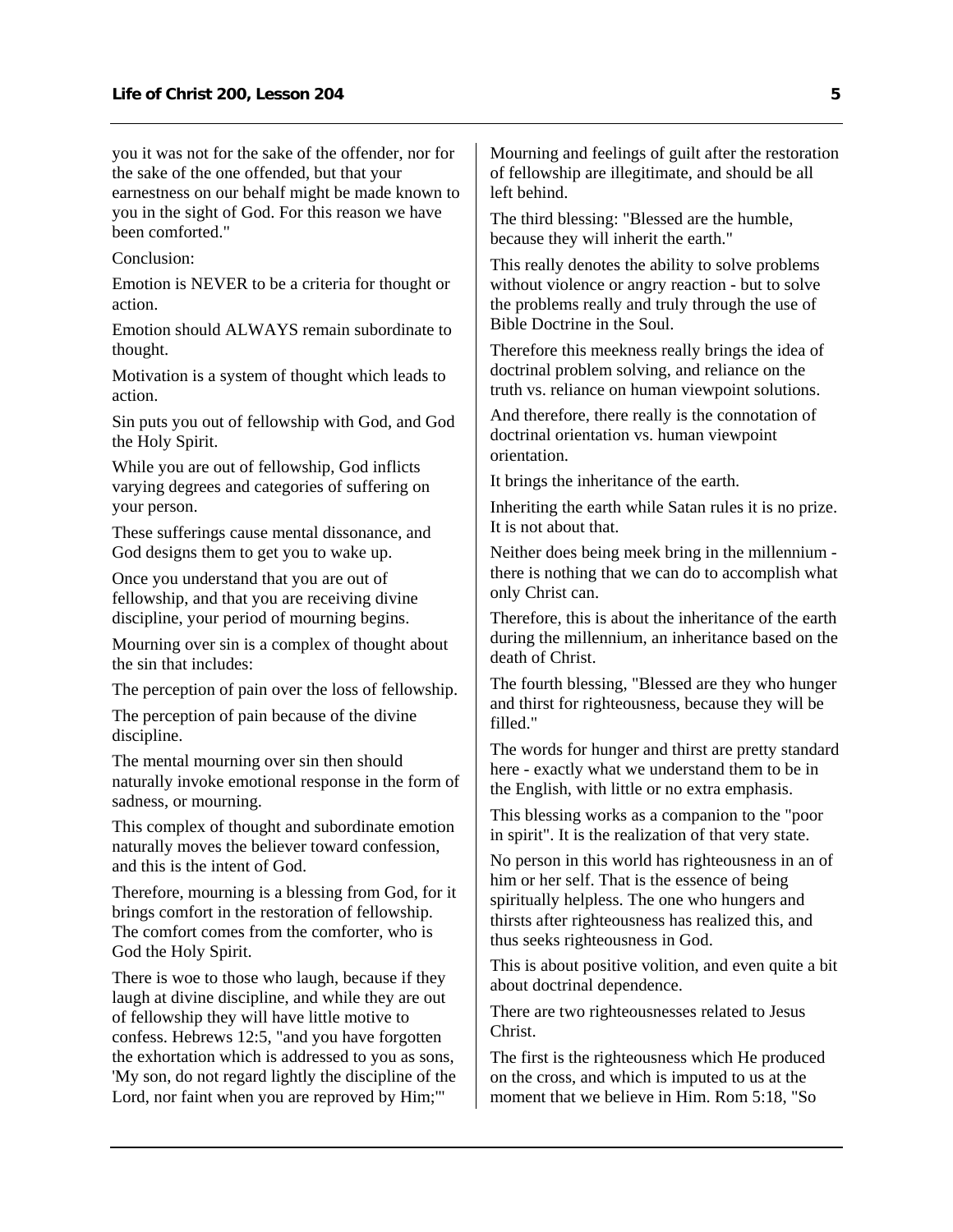you it was not for the sake of the offender, nor for the sake of the one offended, but that your earnestness on our behalf might be made known to you in the sight of God. For this reason we have been comforted."

Conclusion:

Emotion is NEVER to be a criteria for thought or action.

Emotion should ALWAYS remain subordinate to thought.

Motivation is a system of thought which leads to action.

Sin puts you out of fellowship with God, and God the Holy Spirit.

While you are out of fellowship, God inflicts varying degrees and categories of suffering on your person.

These sufferings cause mental dissonance, and God designs them to get you to wake up.

Once you understand that you are out of fellowship, and that you are receiving divine discipline, your period of mourning begins.

Mourning over sin is a complex of thought about the sin that includes:

The perception of pain over the loss of fellowship.

The perception of pain because of the divine discipline.

The mental mourning over sin then should naturally invoke emotional response in the form of sadness, or mourning.

This complex of thought and subordinate emotion naturally moves the believer toward confession, and this is the intent of God.

Therefore, mourning is a blessing from God, for it brings comfort in the restoration of fellowship. The comfort comes from the comforter, who is God the Holy Spirit.

There is woe to those who laugh, because if they laugh at divine discipline, and while they are out of fellowship they will have little motive to confess. Hebrews 12:5, "and you have forgotten the exhortation which is addressed to you as sons, 'My son, do not regard lightly the discipline of the Lord, nor faint when you are reproved by Him;'"

Mourning and feelings of guilt after the restoration of fellowship are illegitimate, and should be all left behind.

The third blessing: "Blessed are the humble, because they will inherit the earth."

This really denotes the ability to solve problems without violence or angry reaction - but to solve the problems really and truly through the use of Bible Doctrine in the Soul.

Therefore this meekness really brings the idea of doctrinal problem solving, and reliance on the truth vs. reliance on human viewpoint solutions.

And therefore, there really is the connotation of doctrinal orientation vs. human viewpoint orientation.

It brings the inheritance of the earth.

Inheriting the earth while Satan rules it is no prize. It is not about that.

Neither does being meek bring in the millennium - there is nothing that we can do to accomplish what only Christ can.

Therefore, this is about the inheritance of the earth during the millennium, an inheritance based on the death of Christ.

The fourth blessing, "Blessed are they who hunger and thirst for righteousness, because they will be filled."

The words for hunger and thirst are pretty standard here - exactly what we understand them to be in the English, with little or no extra emphasis.

This blessing works as a companion to the "poor in spirit". It is the realization of that very state.

No person in this world has righteousness in an of him or her self. That is the essence of being spiritually helpless. The one who hungers and thirsts after righteousness has realized this, and thus seeks righteousness in God.

This is about positive volition, and even quite a bit about doctrinal dependence.

There are two righteousnesses related to Jesus Christ.

The first is the righteousness which He produced on the cross, and which is imputed to us at the moment that we believe in Him. Rom 5:18, "So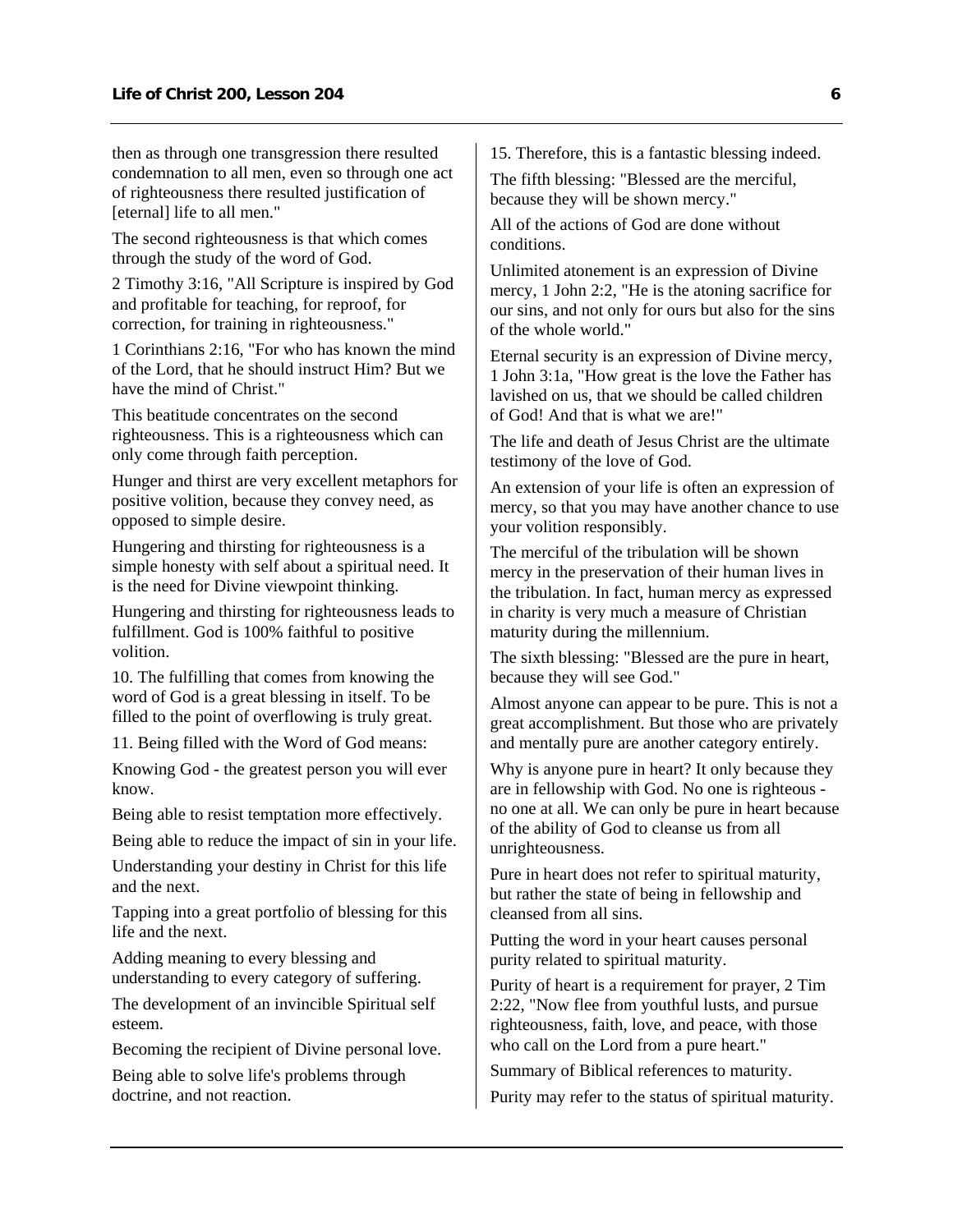then as through one transgression there resulted condemnation to all men, even so through one act of righteousness there resulted justification of [eternal] life to all men."

The second righteousness is that which comes through the study of the word of God.

2 Timothy 3:16, "All Scripture is inspired by God and profitable for teaching, for reproof, for correction, for training in righteousness."

1 Corinthians 2:16, "For who has known the mind of the Lord, that he should instruct Him? But we have the mind of Christ."

This beatitude concentrates on the second righteousness. This is a righteousness which can only come through faith perception.

Hunger and thirst are very excellent metaphors for positive volition, because they convey need, as opposed to simple desire.

Hungering and thirsting for righteousness is a simple honesty with self about a spiritual need. It is the need for Divine viewpoint thinking.

Hungering and thirsting for righteousness leads to fulfillment. God is 100% faithful to positive volition.

10. The fulfilling that comes from knowing the word of God is a great blessing in itself. To be filled to the point of overflowing is truly great.

11. Being filled with the Word of God means:

Knowing God - the greatest person you will ever know.

Being able to resist temptation more effectively.

Being able to reduce the impact of sin in your life.

Understanding your destiny in Christ for this life and the next.

Tapping into a great portfolio of blessing for this life and the next.

Adding meaning to every blessing and understanding to every category of suffering.

The development of an invincible Spiritual self esteem.

Becoming the recipient of Divine personal love.

Being able to solve life's problems through doctrine, and not reaction.

15. Therefore, this is a fantastic blessing indeed.

The fifth blessing: "Blessed are the merciful, because they will be shown mercy."

All of the actions of God are done without conditions.

Unlimited atonement is an expression of Divine mercy, 1 John 2:2, "He is the atoning sacrifice for our sins, and not only for ours but also for the sins of the whole world."

Eternal security is an expression of Divine mercy, 1 John 3:1a, "How great is the love the Father has lavished on us, that we should be called children of God! And that is what we are!"

The life and death of Jesus Christ are the ultimate testimony of the love of God.

An extension of your life is often an expression of mercy, so that you may have another chance to use your volition responsibly.

The merciful of the tribulation will be shown mercy in the preservation of their human lives in the tribulation. In fact, human mercy as expressed in charity is very much a measure of Christian maturity during the millennium.

The sixth blessing: "Blessed are the pure in heart, because they will see God."

Almost anyone can appear to be pure. This is not a great accomplishment. But those who are privately and mentally pure are another category entirely.

Why is anyone pure in heart? It only because they are in fellowship with God. No one is righteous - no one at all. We can only be pure in heart because of the ability of God to cleanse us from all unrighteousness.

Pure in heart does not refer to spiritual maturity, but rather the state of being in fellowship and cleansed from all sins.

Putting the word in your heart causes personal purity related to spiritual maturity.

Purity of heart is a requirement for prayer, 2 Tim 2:22, "Now flee from youthful lusts, and pursue righteousness, faith, love, and peace, with those who call on the Lord from a pure heart."

Summary of Biblical references to maturity.

Purity may refer to the status of spiritual maturity.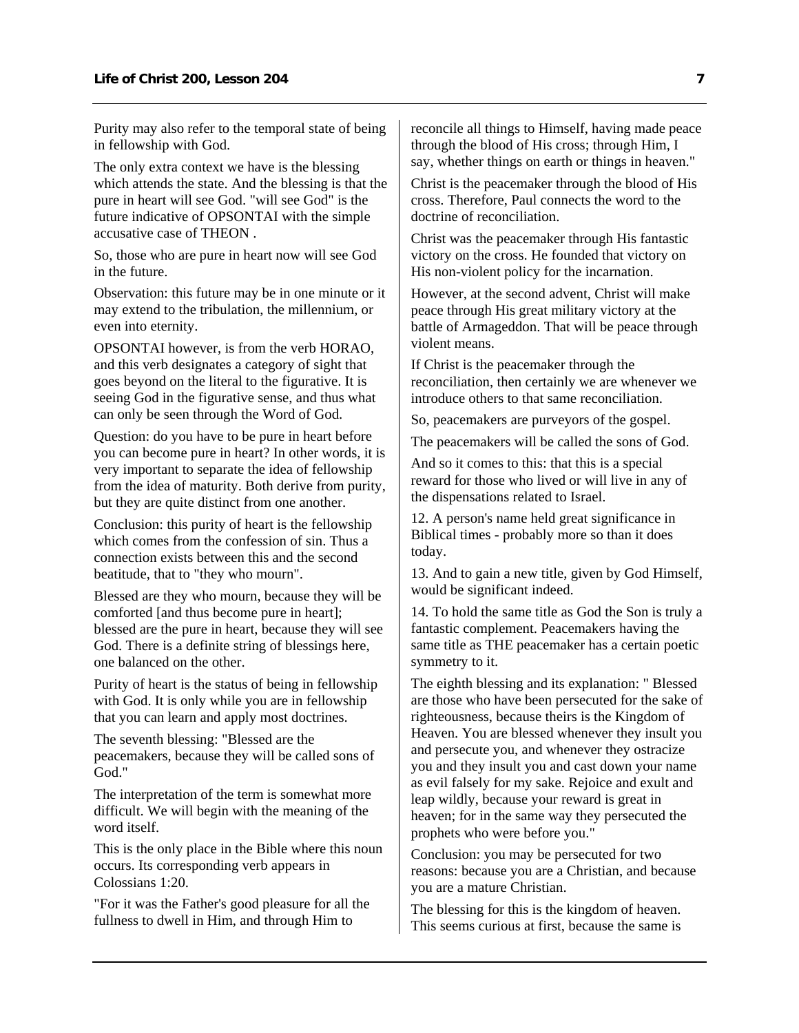Purity may also refer to the temporal state of being in fellowship with God.

The only extra context we have is the blessing which attends the state. And the blessing is that the pure in heart will see God. "will see God" is the future indicative of OPSONTAI with the simple accusative case of THEON .

So, those who are pure in heart now will see God in the future.

Observation: this future may be in one minute or it may extend to the tribulation, the millennium, or even into eternity.

OPSONTAI however, is from the verb HORAO, and this verb designates a category of sight that goes beyond on the literal to the figurative. It is seeing God in the figurative sense, and thus what can only be seen through the Word of God.

Question: do you have to be pure in heart before you can become pure in heart? In other words, it is very important to separate the idea of fellowship from the idea of maturity. Both derive from purity, but they are quite distinct from one another.

Conclusion: this purity of heart is the fellowship which comes from the confession of sin. Thus a connection exists between this and the second beatitude, that to "they who mourn".

Blessed are they who mourn, because they will be comforted [and thus become pure in heart]; blessed are the pure in heart, because they will see God. There is a definite string of blessings here, one balanced on the other.

Purity of heart is the status of being in fellowship with God. It is only while you are in fellowship that you can learn and apply most doctrines.

The seventh blessing: "Blessed are the peacemakers, because they will be called sons of God."

The interpretation of the term is somewhat more difficult. We will begin with the meaning of the word itself.

This is the only place in the Bible where this noun occurs. Its corresponding verb appears in Colossians 1:20.

"For it was the Father's good pleasure for all the fullness to dwell in Him, and through Him to reconcile all things to Himself, having made peace through the blood of His cross; through Him, I say, whether things on earth or things in heaven."

Christ is the peacemaker through the blood of His cross. Therefore, Paul connects the word to the doctrine of reconciliation.

Christ was the peacemaker through His fantastic victory on the cross. He founded that victory on His non-violent policy for the incarnation.

However, at the second advent, Christ will make peace through His great military victory at the battle of Armageddon. That will be peace through violent means.

If Christ is the peacemaker through the reconciliation, then certainly we are whenever we introduce others to that same reconciliation.

So, peacemakers are purveyors of the gospel.

The peacemakers will be called the sons of God.

And so it comes to this: that this is a special reward for those who lived or will live in any of the dispensations related to Israel.

12. A person's name held great significance in Biblical times - probably more so than it does today.

13. And to gain a new title, given by God Himself, would be significant indeed.

14. To hold the same title as God the Son is truly a fantastic complement. Peacemakers having the same title as THE peacemaker has a certain poetic symmetry to it.

The eighth blessing and its explanation: " Blessed are those who have been persecuted for the sake of righteousness, because theirs is the Kingdom of Heaven. You are blessed whenever they insult you and persecute you, and whenever they ostracize you and they insult you and cast down your name as evil falsely for my sake. Rejoice and exult and leap wildly, because your reward is great in heaven; for in the same way they persecuted the prophets who were before you."

Conclusion: you may be persecuted for two reasons: because you are a Christian, and because you are a mature Christian.

The blessing for this is the kingdom of heaven. This seems curious at first, because the same is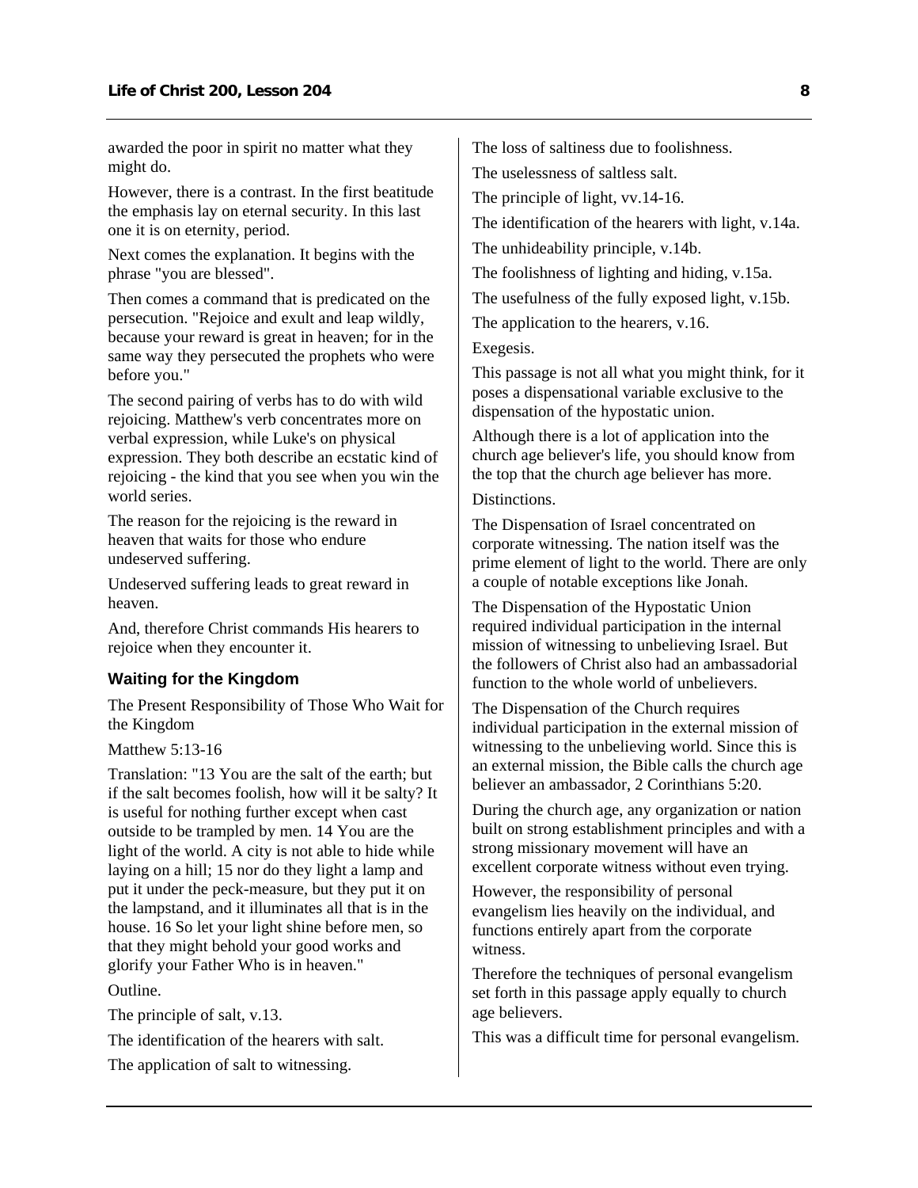awarded the poor in spirit no matter what they might do.

However, there is a contrast. In the first beatitude the emphasis lay on eternal security. In this last one it is on eternity, period.

Next comes the explanation. It begins with the phrase "you are blessed".

Then comes a command that is predicated on the persecution. "Rejoice and exult and leap wildly, because your reward is great in heaven; for in the same way they persecuted the prophets who were before you."

The second pairing of verbs has to do with wild rejoicing. Matthew's verb concentrates more on verbal expression, while Luke's on physical expression. They both describe an ecstatic kind of rejoicing - the kind that you see when you win the world series.

The reason for the rejoicing is the reward in heaven that waits for those who endure undeserved suffering.

Undeserved suffering leads to great reward in heaven.

And, therefore Christ commands His hearers to rejoice when they encounter it.

### Waiting for the Kingdom

The Present Responsibility of Those Who Wait for the Kingdom

Matthew 5:13-16

Translation: "13 You are the salt of the earth; but if the salt becomes foolish, how will it be salty? It is useful for nothing further except when cast outside to be trampled by men. 14 You are the light of the world. A city is not able to hide while laying on a hill; 15 nor do they light a lamp and put it under the peck-measure, but they put it on the lampstand, and it illuminates all that is in the house. 16 So let your light shine before men, so that they might behold your good works and glorify your Father Who is in heaven."

Outline.

The principle of salt, v.13.

The identification of the hearers with salt.

The application of salt to witnessing.

The loss of saltiness due to foolishness.

The uselessness of saltless salt.

The principle of light, vv.14-16.

The identification of the hearers with light, v.14a.

The unhideability principle, v.14b.

The foolishness of lighting and hiding, v.15a.

The usefulness of the fully exposed light, v.15b.

The application to the hearers, v.16.

Exegesis.

This passage is not all what you might think, for it poses a dispensational variable exclusive to the dispensation of the hypostatic union.

Although there is a lot of application into the church age believer's life, you should know from the top that the church age believer has more.

Distinctions.

The Dispensation of Israel concentrated on corporate witnessing. The nation itself was the prime element of light to the world. There are only a couple of notable exceptions like Jonah.

The Dispensation of the Hypostatic Union required individual participation in the internal mission of witnessing to unbelieving Israel. But the followers of Christ also had an ambassadorial function to the whole world of unbelievers.

The Dispensation of the Church requires individual participation in the external mission of witnessing to the unbelieving world. Since this is an external mission, the Bible calls the church age believer an ambassador, 2 Corinthians 5:20.

During the church age, any organization or nation built on strong establishment principles and with a strong missionary movement will have an excellent corporate witness without even trying.

However, the responsibility of personal evangelism lies heavily on the individual, and functions entirely apart from the corporate witness.

Therefore the techniques of personal evangelism set forth in this passage apply equally to church age believers.

This was a difficult time for personal evangelism.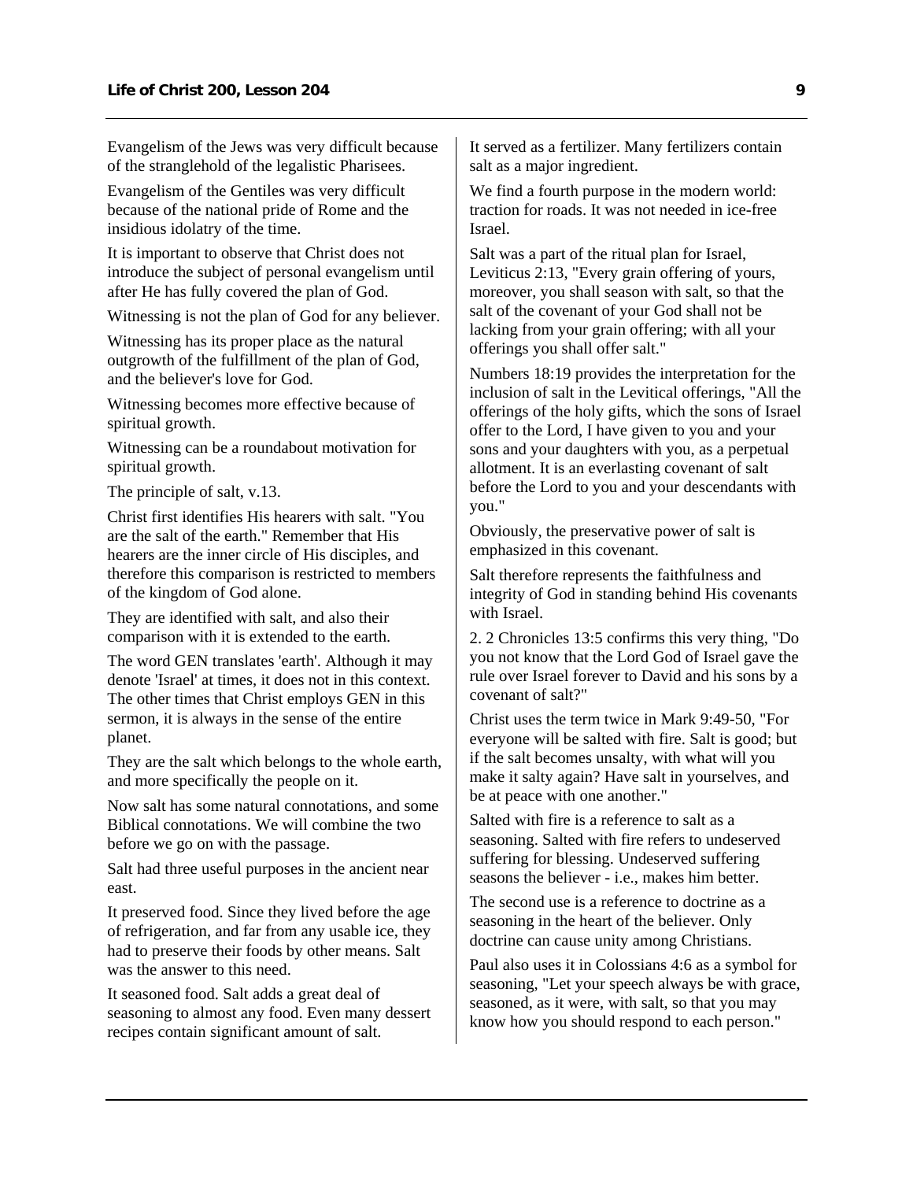Evangelism of the Jews was very difficult because of the stranglehold of the legalistic Pharisees.

Evangelism of the Gentiles was very difficult because of the national pride of Rome and the insidious idolatry of the time.

It is important to observe that Christ does not introduce the subject of personal evangelism until after He has fully covered the plan of God.

Witnessing is not the plan of God for any believer.

Witnessing has its proper place as the natural outgrowth of the fulfillment of the plan of God, and the believer's love for God.

Witnessing becomes more effective because of spiritual growth.

Witnessing can be a roundabout motivation for spiritual growth.

The principle of salt, v.13.

Christ first identifies His hearers with salt. "You are the salt of the earth." Remember that His hearers are the inner circle of His disciples, and therefore this comparison is restricted to members of the kingdom of God alone.

They are identified with salt, and also their comparison with it is extended to the earth.

The word GEN translates 'earth'. Although it may denote 'Israel' at times, it does not in this context. The other times that Christ employs GEN in this sermon, it is always in the sense of the entire planet.

They are the salt which belongs to the whole earth, and more specifically the people on it.

Now salt has some natural connotations, and some Biblical connotations. We will combine the two before we go on with the passage.

Salt had three useful purposes in the ancient near east.

It preserved food. Since they lived before the age of refrigeration, and far from any usable ice, they had to preserve their foods by other means. Salt was the answer to this need.

It seasoned food. Salt adds a great deal of seasoning to almost any food. Even many dessert recipes contain significant amount of salt.

It served as a fertilizer. Many fertilizers contain salt as a major ingredient.

We find a fourth purpose in the modern world: traction for roads. It was not needed in ice-free Israel.

Salt was a part of the ritual plan for Israel, Leviticus 2:13, "Every grain offering of yours, moreover, you shall season with salt, so that the salt of the covenant of your God shall not be lacking from your grain offering; with all your offerings you shall offer salt."

Numbers 18:19 provides the interpretation for the inclusion of salt in the Levitical offerings, "All the offerings of the holy gifts, which the sons of Israel offer to the Lord, I have given to you and your sons and your daughters with you, as a perpetual allotment. It is an everlasting covenant of salt before the Lord to you and your descendants with you."

Obviously, the preservative power of salt is emphasized in this covenant.

Salt therefore represents the faithfulness and integrity of God in standing behind His covenants with Israel.

2. 2 Chronicles 13:5 confirms this very thing, "Do you not know that the Lord God of Israel gave the rule over Israel forever to David and his sons by a covenant of salt?"

Christ uses the term twice in Mark 9:49-50, "For everyone will be salted with fire. Salt is good; but if the salt becomes unsalty, with what will you make it salty again? Have salt in yourselves, and be at peace with one another."

Salted with fire is a reference to salt as a seasoning. Salted with fire refers to undeserved suffering for blessing. Undeserved suffering seasons the believer - i.e., makes him better.

The second use is a reference to doctrine as a seasoning in the heart of the believer. Only doctrine can cause unity among Christians.

Paul also uses it in Colossians 4:6 as a symbol for seasoning, "Let your speech always be with grace, seasoned, as it were, with salt, so that you may know how you should respond to each person."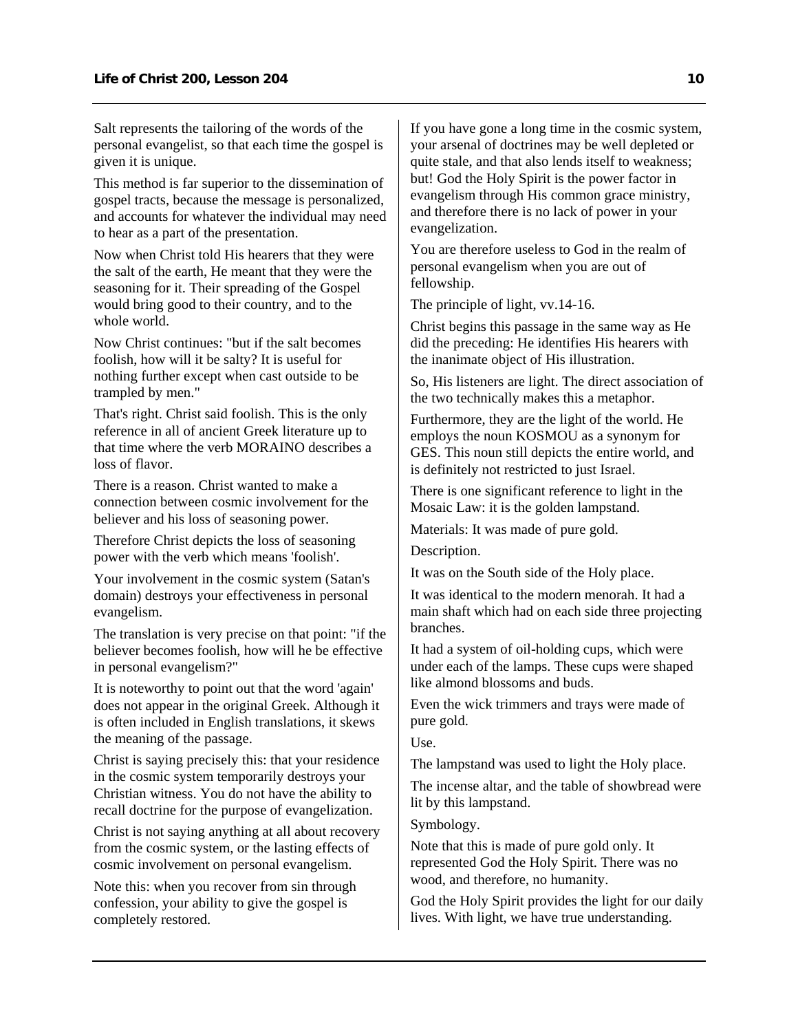Salt represents the tailoring of the words of the personal evangelist, so that each time the gospel is given it is unique.

This method is far superior to the dissemination of gospel tracts, because the message is personalized, and accounts for whatever the individual may need to hear as a part of the presentation.

Now when Christ told His hearers that they were the salt of the earth, He meant that they were the seasoning for it. Their spreading of the Gospel would bring good to their country, and to the whole world.

Now Christ continues: "but if the salt becomes foolish, how will it be salty? It is useful for nothing further except when cast outside to be trampled by men."

That's right. Christ said foolish. This is the only reference in all of ancient Greek literature up to that time where the verb MORAINO describes a loss of flavor.

There is a reason. Christ wanted to make a connection between cosmic involvement for the believer and his loss of seasoning power.

Therefore Christ depicts the loss of seasoning power with the verb which means 'foolish'.

Your involvement in the cosmic system (Satan's domain) destroys your effectiveness in personal evangelism.

The translation is very precise on that point: "if the believer becomes foolish, how will he be effective in personal evangelism?"

It is noteworthy to point out that the word 'again' does not appear in the original Greek. Although it is often included in English translations, it skews the meaning of the passage.

Christ is saying precisely this: that your residence in the cosmic system temporarily destroys your Christian witness. You do not have the ability to recall doctrine for the purpose of evangelization.

Christ is not saying anything at all about recovery from the cosmic system, or the lasting effects of cosmic involvement on personal evangelism.

Note this: when you recover from sin through confession, your ability to give the gospel is completely restored.

If you have gone a long time in the cosmic system, your arsenal of doctrines may be well depleted or quite stale, and that also lends itself to weakness; but! God the Holy Spirit is the power factor in evangelism through His common grace ministry, and therefore there is no lack of power in your evangelization.

You are therefore useless to God in the realm of personal evangelism when you are out of fellowship.

The principle of light, vv.14-16.

Christ begins this passage in the same way as He did the preceding: He identifies His hearers with the inanimate object of His illustration.

So, His listeners are light. The direct association of the two technically makes this a metaphor.

Furthermore, they are the light of the world. He employs the noun KOSMOU as a synonym for GES. This noun still depicts the entire world, and is definitely not restricted to just Israel.

There is one significant reference to light in the Mosaic Law: it is the golden lampstand.

Materials: It was made of pure gold.

Description.

It was on the South side of the Holy place.

It was identical to the modern menorah. It had a main shaft which had on each side three projecting branches.

It had a system of oil-holding cups, which were under each of the lamps. These cups were shaped like almond blossoms and buds.

Even the wick trimmers and trays were made of pure gold.

Use.

The lampstand was used to light the Holy place.

The incense altar, and the table of showbread were lit by this lampstand.

Symbology.

Note that this is made of pure gold only. It represented God the Holy Spirit. There was no wood, and therefore, no humanity.

God the Holy Spirit provides the light for our daily lives. With light, we have true understanding.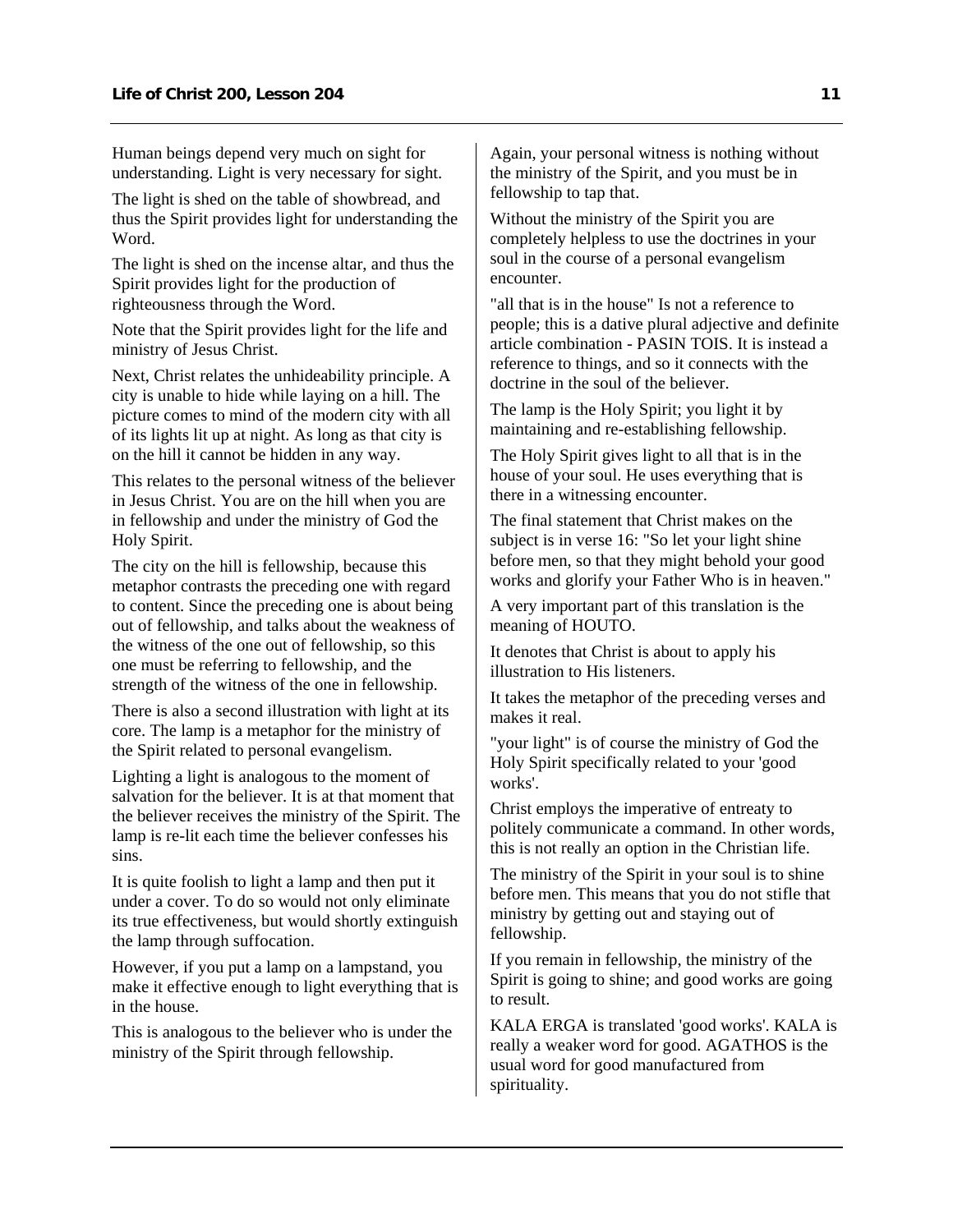Human beings depend very much on sight for understanding. Light is very necessary for sight.

The light is shed on the table of showbread, and thus the Spirit provides light for understanding the Word.

The light is shed on the incense altar, and thus the Spirit provides light for the production of righteousness through the Word.

Note that the Spirit provides light for the life and ministry of Jesus Christ.

Next, Christ relates the unhideability principle. A city is unable to hide while laying on a hill. The picture comes to mind of the modern city with all of its lights lit up at night. As long as that city is on the hill it cannot be hidden in any way.

This relates to the personal witness of the believer in Jesus Christ. You are on the hill when you are in fellowship and under the ministry of God the Holy Spirit.

The city on the hill is fellowship, because this metaphor contrasts the preceding one with regard to content. Since the preceding one is about being out of fellowship, and talks about the weakness of the witness of the one out of fellowship, so this one must be referring to fellowship, and the strength of the witness of the one in fellowship.

There is also a second illustration with light at its core. The lamp is a metaphor for the ministry of the Spirit related to personal evangelism.

Lighting a light is analogous to the moment of salvation for the believer. It is at that moment that the believer receives the ministry of the Spirit. The lamp is re-lit each time the believer confesses his sins.

It is quite foolish to light a lamp and then put it under a cover. To do so would not only eliminate its true effectiveness, but would shortly extinguish the lamp through suffocation.

However, if you put a lamp on a lampstand, you make it effective enough to light everything that is in the house.

This is analogous to the believer who is under the ministry of the Spirit through fellowship.

Again, your personal witness is nothing without the ministry of the Spirit, and you must be in fellowship to tap that.

Without the ministry of the Spirit you are completely helpless to use the doctrines in your soul in the course of a personal evangelism encounter.

"all that is in the house" Is not a reference to people; this is a dative plural adjective and definite article combination - PASIN TOIS. It is instead a reference to things, and so it connects with the doctrine in the soul of the believer.

The lamp is the Holy Spirit; you light it by maintaining and re-establishing fellowship.

The Holy Spirit gives light to all that is in the house of your soul. He uses everything that is there in a witnessing encounter.

The final statement that Christ makes on the subject is in verse 16: "So let your light shine before men, so that they might behold your good works and glorify your Father Who is in heaven."

A very important part of this translation is the meaning of HOUTO.

It denotes that Christ is about to apply his illustration to His listeners.

It takes the metaphor of the preceding verses and makes it real.

"your light" is of course the ministry of God the Holy Spirit specifically related to your 'good works'.

Christ employs the imperative of entreaty to politely communicate a command. In other words, this is not really an option in the Christian life.

The ministry of the Spirit in your soul is to shine before men. This means that you do not stifle that ministry by getting out and staying out of fellowship.

If you remain in fellowship, the ministry of the Spirit is going to shine; and good works are going to result.

KALA ERGA is translated 'good works'. KALA is really a weaker word for good. AGATHOS is the usual word for good manufactured from spirituality.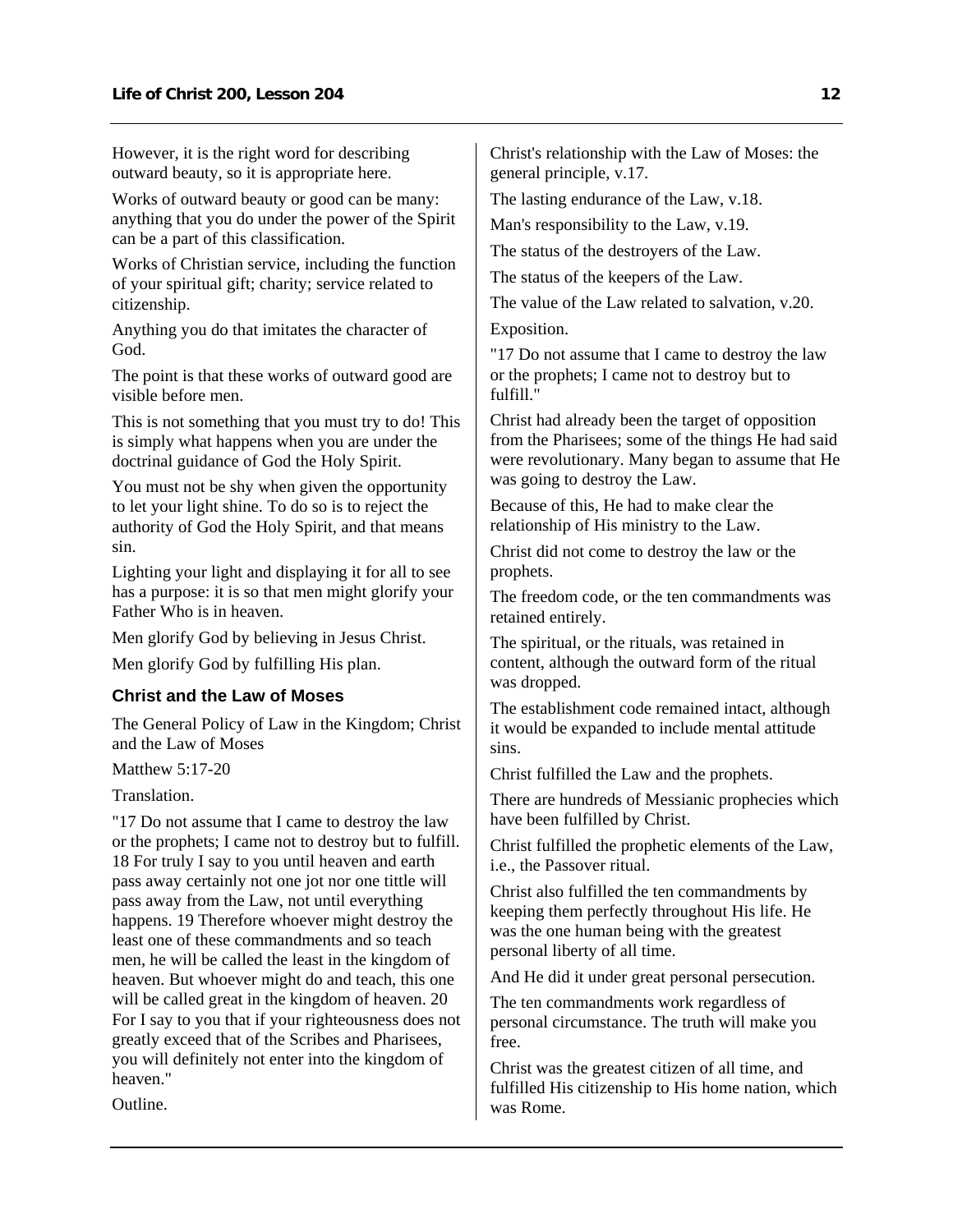However, it is the right word for describing outward beauty, so it is appropriate here.

Works of outward beauty or good can be many: anything that you do under the power of the Spirit can be a part of this classification.

Works of Christian service, including the function of your spiritual gift; charity; service related to citizenship.

Anything you do that imitates the character of God.

The point is that these works of outward good are visible before men.

This is not something that you must try to do! This is simply what happens when you are under the doctrinal guidance of God the Holy Spirit.

You must not be shy when given the opportunity to let your light shine. To do so is to reject the authority of God the Holy Spirit, and that means sin.

Lighting your light and displaying it for all to see has a purpose: it is so that men might glorify your Father Who is in heaven.

Men glorify God by believing in Jesus Christ.

Men glorify God by fulfilling His plan.

### Christ and the Law of Moses

The General Policy of Law in the Kingdom; Christ and the Law of Moses

Matthew 5:17-20

Translation.

"17 Do not assume that I came to destroy the law or the prophets; I came not to destroy but to fulfill. 18 For truly I say to you until heaven and earth pass away certainly not one jot nor one tittle will pass away from the Law, not until everything happens. 19 Therefore whoever might destroy the least one of these commandments and so teach men, he will be called the least in the kingdom of heaven. But whoever might do and teach, this one will be called great in the kingdom of heaven. 20 For I say to you that if your righteousness does not greatly exceed that of the Scribes and Pharisees, you will definitely not enter into the kingdom of heaven."

Outline.

Christ's relationship with the Law of Moses: the general principle, v.17.

The lasting endurance of the Law, v.18.

Man's responsibility to the Law, v.19.

The status of the destroyers of the Law.

The status of the keepers of the Law.

The value of the Law related to salvation, v.20.

Exposition.

"17 Do not assume that I came to destroy the law or the prophets; I came not to destroy but to fulfill."

Christ had already been the target of opposition from the Pharisees; some of the things He had said were revolutionary. Many began to assume that He was going to destroy the Law.

Because of this, He had to make clear the relationship of His ministry to the Law.

Christ did not come to destroy the law or the prophets.

The freedom code, or the ten commandments was retained entirely.

The spiritual, or the rituals, was retained in content, although the outward form of the ritual was dropped.

The establishment code remained intact, although it would be expanded to include mental attitude sins.

Christ fulfilled the Law and the prophets.

There are hundreds of Messianic prophecies which have been fulfilled by Christ.

Christ fulfilled the prophetic elements of the Law, i.e., the Passover ritual.

Christ also fulfilled the ten commandments by keeping them perfectly throughout His life. He was the one human being with the greatest personal liberty of all time.

And He did it under great personal persecution.

The ten commandments work regardless of personal circumstance. The truth will make you free.

Christ was the greatest citizen of all time, and fulfilled His citizenship to His home nation, which was Rome.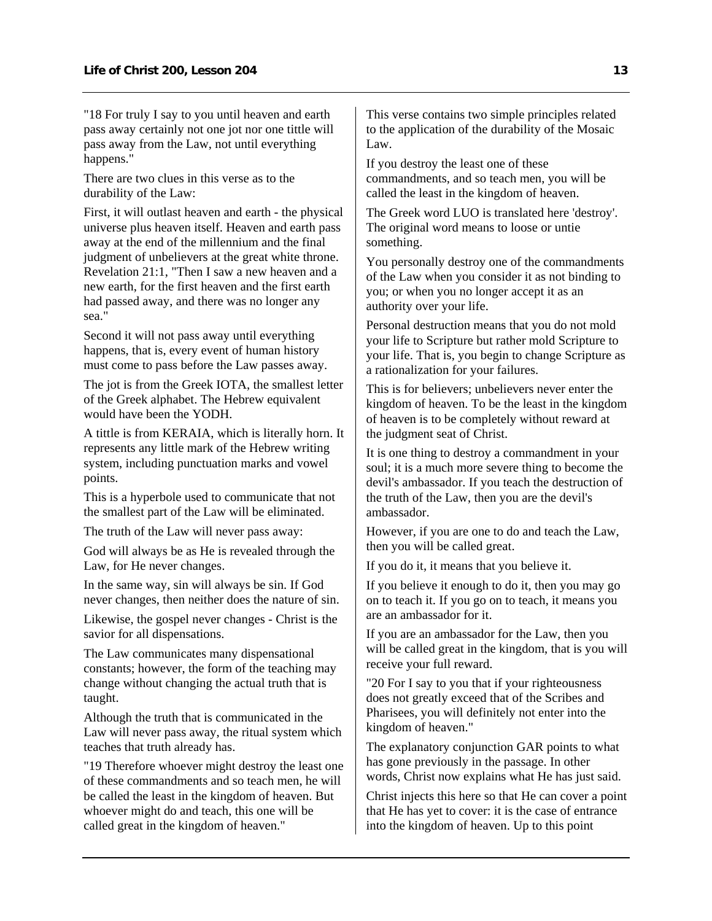"18 For truly I say to you until heaven and earth pass away certainly not one jot nor one tittle will pass away from the Law, not until everything happens."

There are two clues in this verse as to the durability of the Law:

First, it will outlast heaven and earth - the physical universe plus heaven itself. Heaven and earth pass away at the end of the millennium and the final judgment of unbelievers at the great white throne. Revelation 21:1, "Then I saw a new heaven and a new earth, for the first heaven and the first earth had passed away, and there was no longer any sea."

Second it will not pass away until everything happens, that is, every event of human history must come to pass before the Law passes away.

The jot is from the Greek IOTA, the smallest letter of the Greek alphabet. The Hebrew equivalent would have been the YODH.

A tittle is from KERAIA, which is literally horn. It represents any little mark of the Hebrew writing system, including punctuation marks and vowel points.

This is a hyperbole used to communicate that not the smallest part of the Law will be eliminated.

The truth of the Law will never pass away:

God will always be as He is revealed through the Law, for He never changes.

In the same way, sin will always be sin. If God never changes, then neither does the nature of sin.

Likewise, the gospel never changes - Christ is the savior for all dispensations.

The Law communicates many dispensational constants; however, the form of the teaching may change without changing the actual truth that is taught.

Although the truth that is communicated in the Law will never pass away, the ritual system which teaches that truth already has.

"19 Therefore whoever might destroy the least one of these commandments and so teach men, he will be called the least in the kingdom of heaven. But whoever might do and teach, this one will be called great in the kingdom of heaven."

This verse contains two simple principles related to the application of the durability of the Mosaic Law.

If you destroy the least one of these commandments, and so teach men, you will be called the least in the kingdom of heaven.

The Greek word LUO is translated here 'destroy'. The original word means to loose or untie something.

You personally destroy one of the commandments of the Law when you consider it as not binding to you; or when you no longer accept it as an authority over your life.

Personal destruction means that you do not mold your life to Scripture but rather mold Scripture to your life. That is, you begin to change Scripture as a rationalization for your failures.

This is for believers; unbelievers never enter the kingdom of heaven. To be the least in the kingdom of heaven is to be completely without reward at the judgment seat of Christ.

It is one thing to destroy a commandment in your soul; it is a much more severe thing to become the devil's ambassador. If you teach the destruction of the truth of the Law, then you are the devil's ambassador.

However, if you are one to do and teach the Law, then you will be called great.

If you do it, it means that you believe it.

If you believe it enough to do it, then you may go on to teach it. If you go on to teach, it means you are an ambassador for it.

If you are an ambassador for the Law, then you will be called great in the kingdom, that is you will receive your full reward.

"20 For I say to you that if your righteousness does not greatly exceed that of the Scribes and Pharisees, you will definitely not enter into the kingdom of heaven."

The explanatory conjunction GAR points to what has gone previously in the passage. In other words, Christ now explains what He has just said.

Christ injects this here so that He can cover a point that He has yet to cover: it is the case of entrance into the kingdom of heaven. Up to this point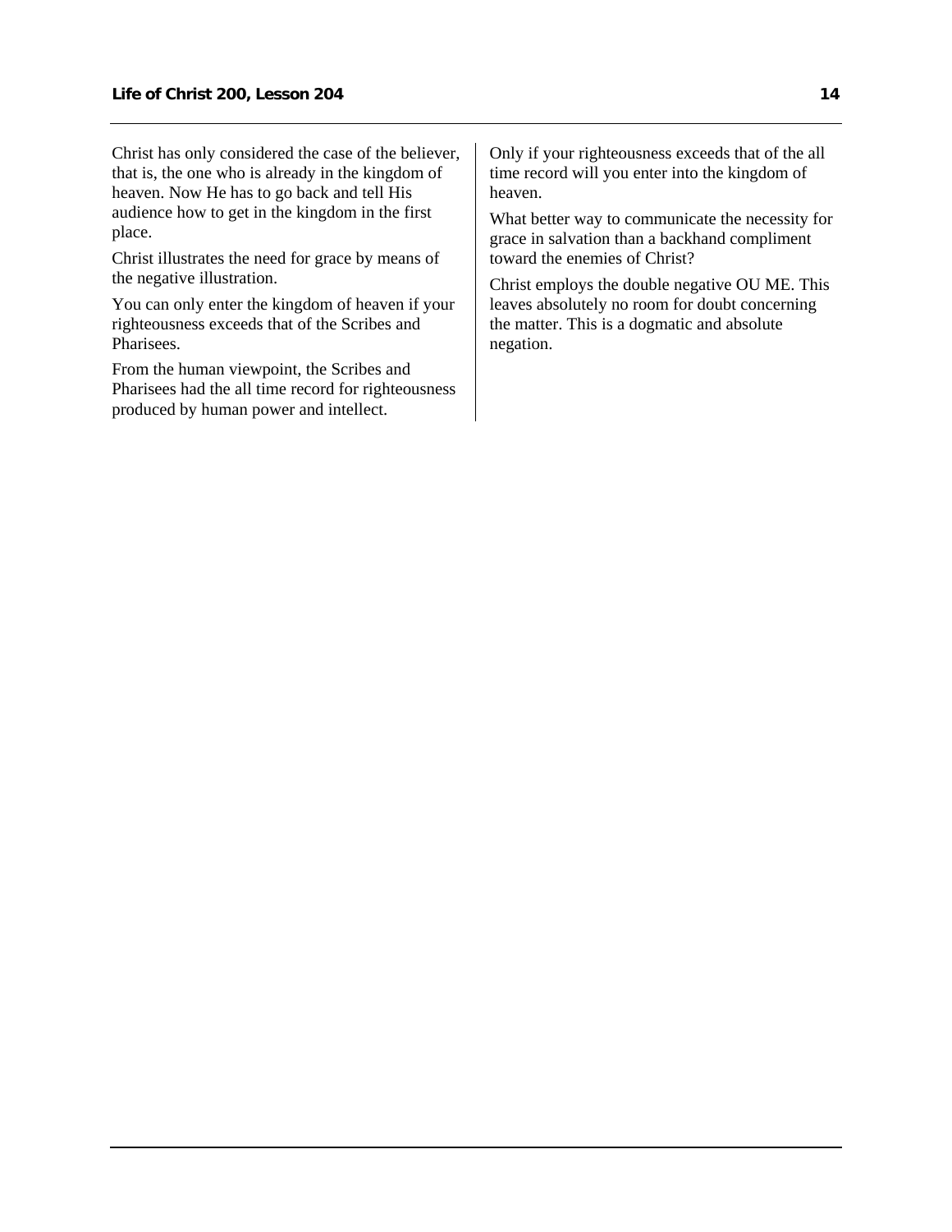Christ has only considered the case of the believer, that is, the one who is already in the kingdom of heaven. Now He has to go back and tell His audience how to get in the kingdom in the first place.

Christ illustrates the need for grace by means of the negative illustration.

You can only enter the kingdom of heaven if your righteousness exceeds that of the Scribes and Pharisees.

From the human viewpoint, the Scribes and Pharisees had the all time record for righteousness produced by human power and intellect.

Only if your righteousness exceeds that of the all time record will you enter into the kingdom of heaven.

What better way to communicate the necessity for grace in salvation than a backhand compliment toward the enemies of Christ?

Christ employs the double negative OU ME. This leaves absolutely no room for doubt concerning the matter. This is a dogmatic and absolute negation.